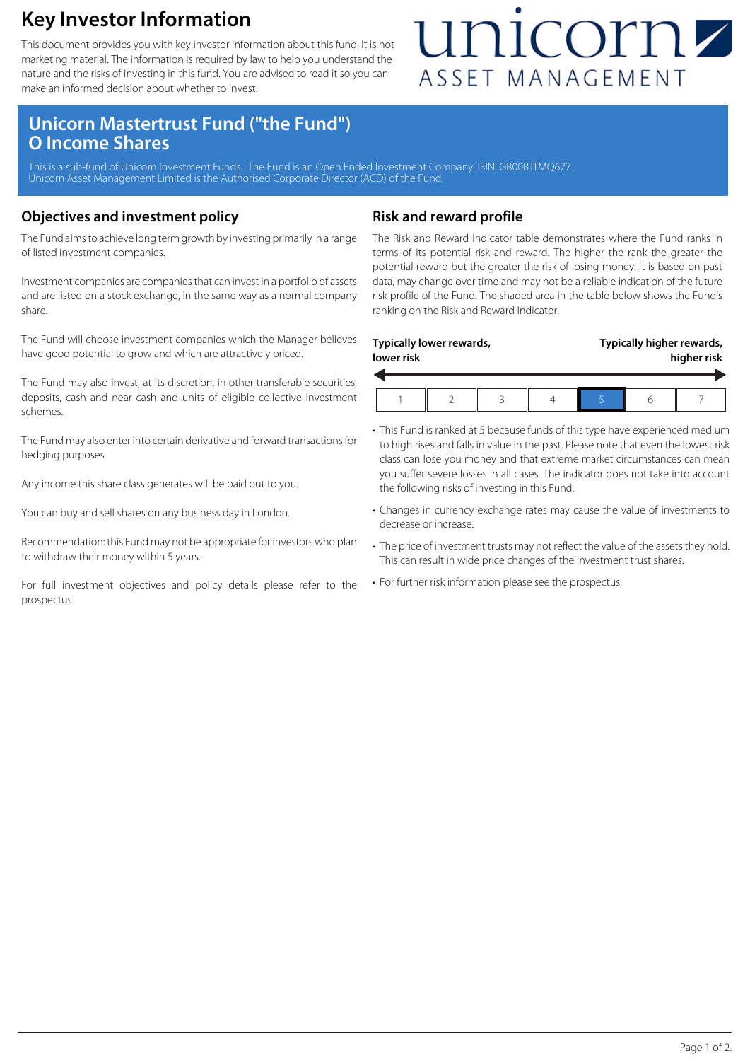# Key Investor Information

This document provides you with key investor information about this fund. It is not marketing material. The information is required by law to help you understand the nature and the risks of investing in this fund. You are advised to read it so you can make an informed decision about whether to invest.

unicorn ASSET MANAGEMENT

## Unicorn Mastertrust Fund ("the Fund")
## O Income Shares

This is a sub-fund of Unicorn Investment Funds. The Fund is an Open Ended Investment Company. ISIN: GB00BJTMQ677.
Unicorn Asset Management Limited is the Authorised Corporate Director (ACD) of the Fund.

## Objectives and investment policy

The Fund aims to achieve long term growth by investing primarily in a range of listed investment companies.

Investment companies are companies that can invest in a portfolio of assets and are listed on a stock exchange, in the same way as a normal company share.

The Fund will choose investment companies which the Manager believes have good potential to grow and which are attractively priced.

The Fund may also invest, at its discretion, in other transferable securities, deposits, cash and near cash and units of eligible collective investment schemes.

The Fund may also enter into certain derivative and forward transactions for hedging purposes.

Any income this share class generates will be paid out to you.

You can buy and sell shares on any business day in London.

Recommendation: this Fund may not be appropriate for investors who plan to withdraw their money within 5 years.

For full investment objectives and policy details please refer to the prospectus.

## Risk and reward profile

The Risk and Reward Indicator table demonstrates where the Fund ranks in terms of its potential risk and reward. The higher the rank the greater the potential reward but the greater the risk of losing money. It is based on past data, may change over time and may not be a reliable indication of the future risk profile of the Fund. The shaded area in the table below shows the Fund's ranking on the Risk and Reward Indicator.

**Typically lower rewards, lower risk** ← → **Typically higher rewards, higher risk**

| 1 | 2 | 3 | 4 | **5** | 6 | 7 |
|---|---|---|---|---|---|---|

- This Fund is ranked at 5 because funds of this type have experienced medium to high rises and falls in value in the past. Please note that even the lowest risk class can lose you money and that extreme market circumstances can mean you suffer severe losses in all cases. The indicator does not take into account the following risks of investing in this Fund:
- Changes in currency exchange rates may cause the value of investments to decrease or increase.
- The price of investment trusts may not reflect the value of the assets they hold. This can result in wide price changes of the investment trust shares.
- For further risk information please see the prospectus.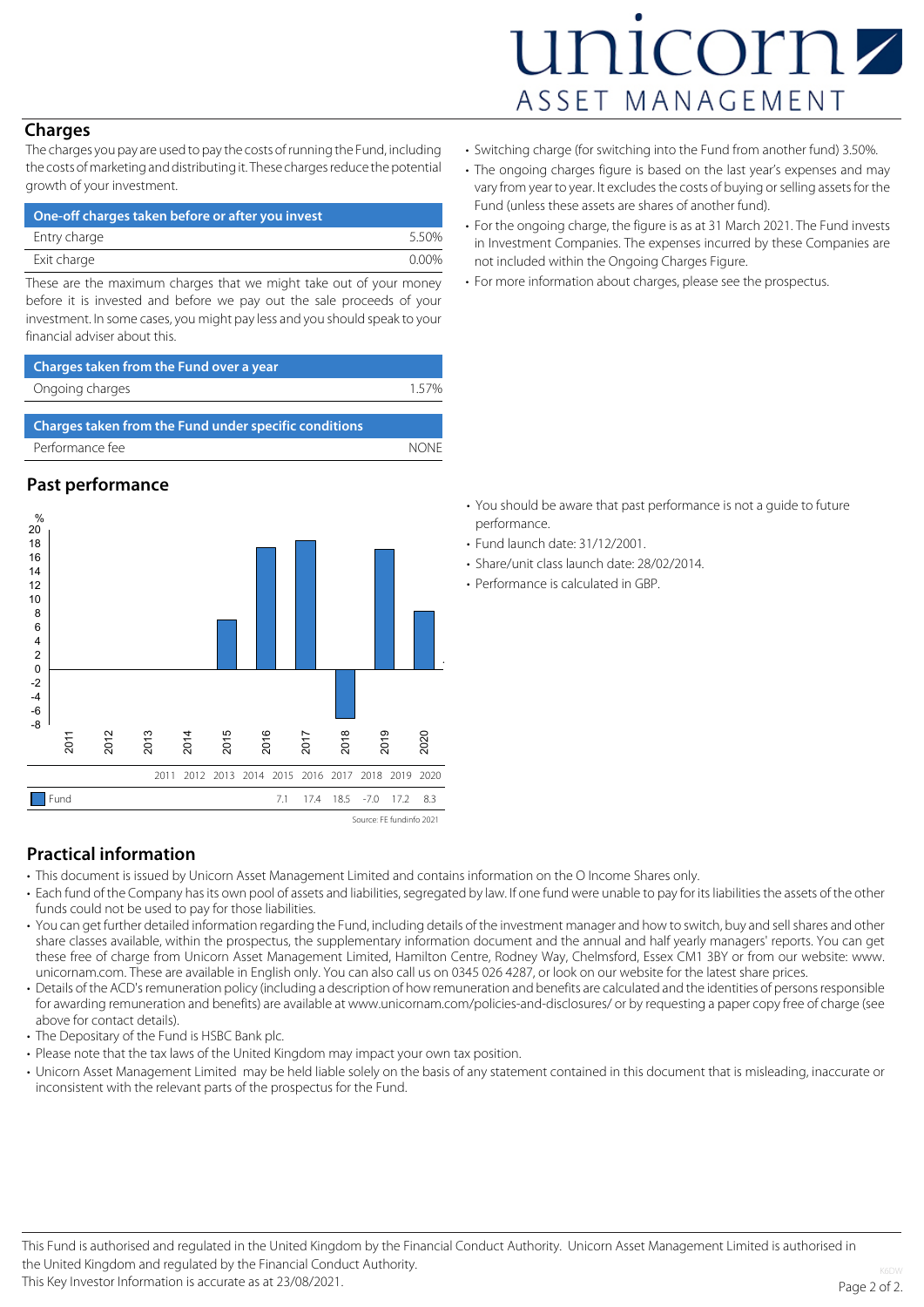## Charges

The charges you pay are used to pay the costs of running the Fund, including the costs of marketing and distributing it. These charges reduce the potential growth of your investment.

| One-off charges taken before or after you invest | |
|---|---|
| Entry charge | 5.50% |
| Exit charge | 0.00% |

These are the maximum charges that we might take out of your money before it is invested and before we pay out the sale proceeds of your investment. In some cases, you might pay less and you should speak to your financial adviser about this.

| Charges taken from the Fund over a year | |
|---|---|
| Ongoing charges | 1.57% |

| Charges taken from the Fund under specific conditions | |
|---|---|
| Performance fee | NONE |

- Switching charge (for switching into the Fund from another fund) 3.50%.
- The ongoing charges figure is based on the last year's expenses and may vary from year to year. It excludes the costs of buying or selling assets for the Fund (unless these assets are shares of another fund).
- For the ongoing charge, the figure is as at 31 March 2021. The Fund invests in Investment Companies. The expenses incurred by these Companies are not included within the Ongoing Charges Figure.
- For more information about charges, please see the prospectus.

## Past performance

%

20 18 16 14 12 10 8 6 4 2 0 -2 -4 -6 -8

2011 2012 2013 2014 2015 2016 2017 2018 2019 2020

| | 2011 | 2012 | 2013 | 2014 | 2015 | 2016 | 2017 | 2018 | 2019 | 2020 |
|---|---|---|---|---|---|---|---|---|---|---|
| Fund | | | | | 7.1 | 17.4 | 18.5 | -7.0 | 17.2 | 8.3 |

Source: FE fundinfo 2021

- You should be aware that past performance is not a guide to future performance.
- Fund launch date: 31/12/2001.
- Share/unit class launch date: 28/02/2014.
- Performance is calculated in GBP.

## Practical information

- This document is issued by Unicorn Asset Management Limited and contains information on the O Income Shares only.
- Each fund of the Company has its own pool of assets and liabilities, segregated by law. If one fund were unable to pay for its liabilities the assets of the other funds could not be used to pay for those liabilities.
- You can get further detailed information regarding the Fund, including details of the investment manager and how to switch, buy and sell shares and other share classes available, within the prospectus, the supplementary information document and the annual and half yearly managers' reports. You can get these free of charge from Unicorn Asset Management Limited, Hamilton Centre, Rodney Way, Chelmsford, Essex CM1 3BY or from our website: www.unicornam.com. These are available in English only. You can also call us on 0345 026 4287, or look on our website for the latest share prices.
- Details of the ACD's remuneration policy (including a description of how remuneration and benefits are calculated and the identities of persons responsible for awarding remuneration and benefits) are available at www.unicornam.com/policies-and-disclosures/ or by requesting a paper copy free of charge (see above for contact details).
- The Depositary of the Fund is HSBC Bank plc.
- Please note that the tax laws of the United Kingdom may impact your own tax position.
- Unicorn Asset Management Limited may be held liable solely on the basis of any statement contained in this document that is misleading, inaccurate or inconsistent with the relevant parts of the prospectus for the Fund.

This Fund is authorised and regulated in the United Kingdom by the Financial Conduct Authority. Unicorn Asset Management Limited is authorised in the United Kingdom and regulated by the Financial Conduct Authority.
This Key Investor Information is accurate as at 23/08/2021.